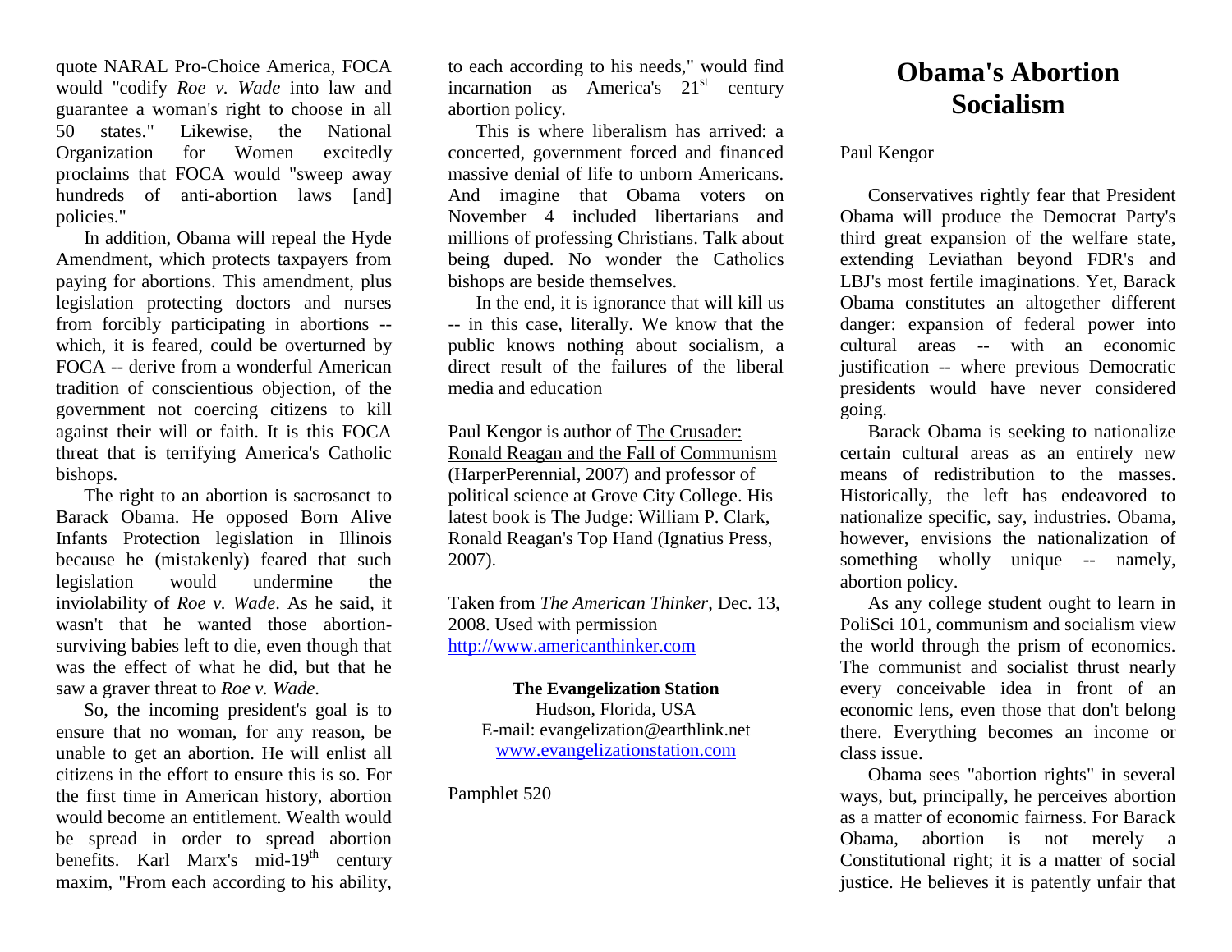quote NARAL Pro-Choice America, FOCA would "codify *Roe v. Wade* into law and guarantee a woman's right to choose in all 50 states." Likewise, the National Organization for Women excitedly proclaims that FOCA would "sweep away hundreds of anti-abortion laws [and] policies."

In addition, Obama will repeal the Hyde Amendment, which protects taxpayers from paying for abortions. This amendment, plus legislation protecting doctors and nurses from forcibly participating in abortions -- which, it is feared, could be overturned by FOCA -- derive from a wonderful American tradition of conscientious objection, of the government not coercing citizens to kill against their will or faith. It is this FOCA threat that is terrifying America's Catholic bishops.

The right to an abortion is sacrosanct to Barack Obama. He opposed Born Alive Infants Protection legislation in Illinois because he (mistakenly) feared that such legislation would undermine the inviolability of *Roe v. Wade*. As he said, it wasn't that he wanted those abortion-surviving babies left to die, even though that was the effect of what he did, but that he saw a graver threat to *Roe v. Wade*.

So, the incoming president's goal is to ensure that no woman, for any reason, be unable to get an abortion. He will enlist all citizens in the effort to ensure this is so. For the first time in American history, abortion would become an entitlement. Wealth would be spread in order to spread abortion benefits. Karl Marx's mid-19th century maxim, "From each according to his ability, to each according to his needs," would find incarnation as America's 21st century abortion policy.

This is where liberalism has arrived: a concerted, government forced and financed massive denial of life to unborn Americans. And imagine that Obama voters on November 4 included libertarians and millions of professing Christians. Talk about being duped. No wonder the Catholics bishops are beside themselves.

In the end, it is ignorance that will kill us -- in this case, literally. We know that the public knows nothing about socialism, a direct result of the failures of the liberal media and education

Paul Kengor is author of The Crusader: Ronald Reagan and the Fall of Communism (HarperPerennial, 2007) and professor of political science at Grove City College. His latest book is The Judge: William P. Clark, Ronald Reagan's Top Hand (Ignatius Press, 2007).

Taken from *The American Thinker*, Dec. 13, 2008. Used with permission http://www.americanthinker.com

**The Evangelization Station**
Hudson, Florida, USA
E-mail: evangelization@earthlink.net
www.evangelizationstation.com

Pamphlet 520

# Obama's Abortion Socialism

Paul Kengor

Conservatives rightly fear that President Obama will produce the Democrat Party's third great expansion of the welfare state, extending Leviathan beyond FDR's and LBJ's most fertile imaginations. Yet, Barack Obama constitutes an altogether different danger: expansion of federal power into cultural areas -- with an economic justification -- where previous Democratic presidents would have never considered going.

Barack Obama is seeking to nationalize certain cultural areas as an entirely new means of redistribution to the masses. Historically, the left has endeavored to nationalize specific, say, industries. Obama, however, envisions the nationalization of something wholly unique -- namely, abortion policy.

As any college student ought to learn in PoliSci 101, communism and socialism view the world through the prism of economics. The communist and socialist thrust nearly every conceivable idea in front of an economic lens, even those that don't belong there. Everything becomes an income or class issue.

Obama sees "abortion rights" in several ways, but, principally, he perceives abortion as a matter of economic fairness. For Barack Obama, abortion is not merely a Constitutional right; it is a matter of social justice. He believes it is patently unfair that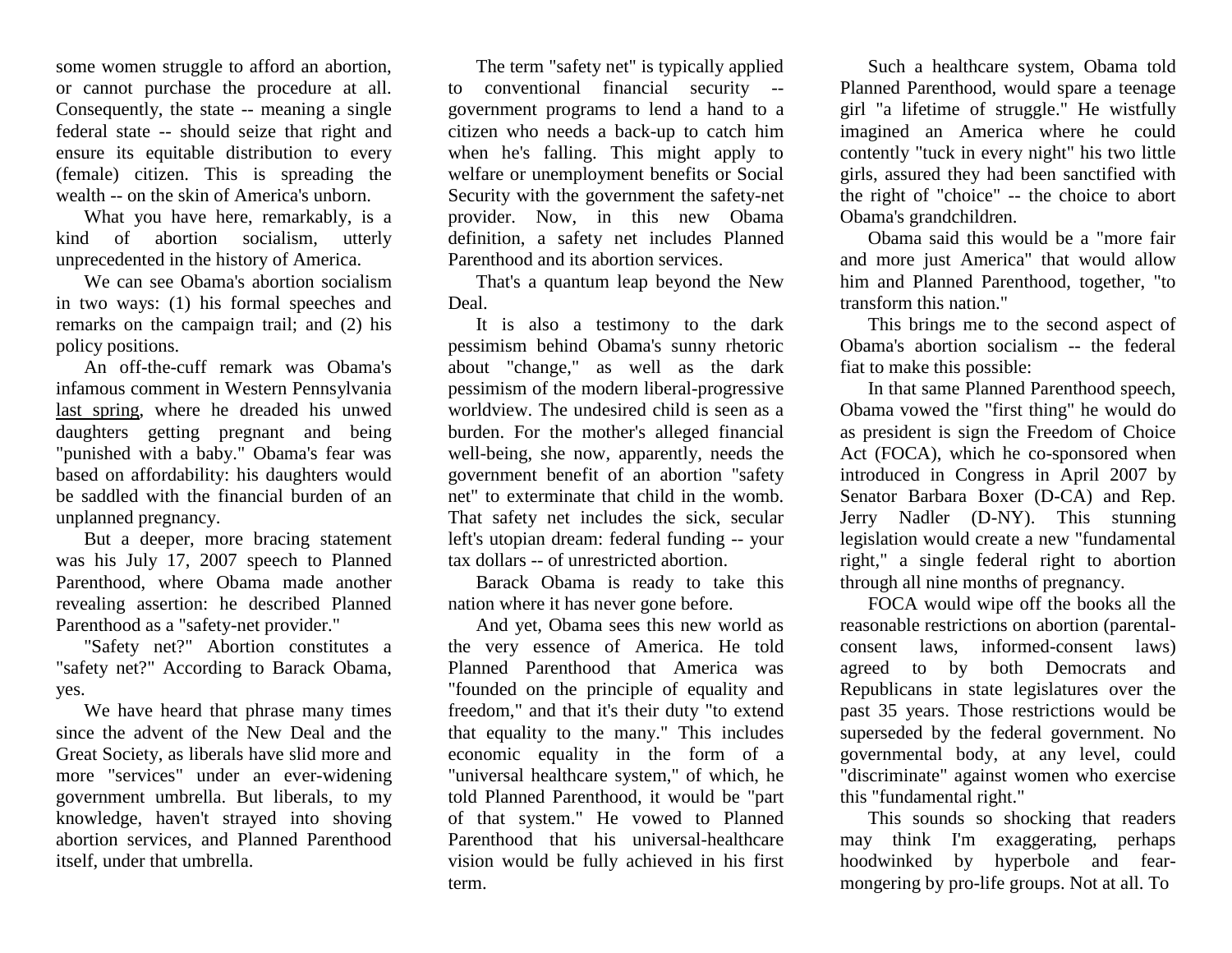some women struggle to afford an abortion, or cannot purchase the procedure at all. Consequently, the state -- meaning a single federal state -- should seize that right and ensure its equitable distribution to every (female) citizen. This is spreading the wealth -- on the skin of America's unborn.

What you have here, remarkably, is a kind of abortion socialism, utterly unprecedented in the history of America.

We can see Obama's abortion socialism in two ways: (1) his formal speeches and remarks on the campaign trail; and (2) his policy positions.

An off-the-cuff remark was Obama's infamous comment in Western Pennsylvania last spring, where he dreaded his unwed daughters getting pregnant and being "punished with a baby." Obama's fear was based on affordability: his daughters would be saddled with the financial burden of an unplanned pregnancy.

But a deeper, more bracing statement was his July 17, 2007 speech to Planned Parenthood, where Obama made another revealing assertion: he described Planned Parenthood as a "safety-net provider."

"Safety net?" Abortion constitutes a "safety net?" According to Barack Obama, yes.

We have heard that phrase many times since the advent of the New Deal and the Great Society, as liberals have slid more and more "services" under an ever-widening government umbrella. But liberals, to my knowledge, haven't strayed into shoving abortion services, and Planned Parenthood itself, under that umbrella.

The term "safety net" is typically applied to conventional financial security -- government programs to lend a hand to a citizen who needs a back-up to catch him when he's falling. This might apply to welfare or unemployment benefits or Social Security with the government the safety-net provider. Now, in this new Obama definition, a safety net includes Planned Parenthood and its abortion services.

That's a quantum leap beyond the New Deal.

It is also a testimony to the dark pessimism behind Obama's sunny rhetoric about "change," as well as the dark pessimism of the modern liberal-progressive worldview. The undesired child is seen as a burden. For the mother's alleged financial well-being, she now, apparently, needs the government benefit of an abortion "safety net" to exterminate that child in the womb. That safety net includes the sick, secular left's utopian dream: federal funding -- your tax dollars -- of unrestricted abortion.

Barack Obama is ready to take this nation where it has never gone before.

And yet, Obama sees this new world as the very essence of America. He told Planned Parenthood that America was "founded on the principle of equality and freedom," and that it's their duty "to extend that equality to the many." This includes economic equality in the form of a "universal healthcare system," of which, he told Planned Parenthood, it would be "part of that system." He vowed to Planned Parenthood that his universal-healthcare vision would be fully achieved in his first term.

Such a healthcare system, Obama told Planned Parenthood, would spare a teenage girl "a lifetime of struggle." He wistfully imagined an America where he could contently "tuck in every night" his two little girls, assured they had been sanctified with the right of "choice" -- the choice to abort Obama's grandchildren.

Obama said this would be a "more fair and more just America" that would allow him and Planned Parenthood, together, "to transform this nation."

This brings me to the second aspect of Obama's abortion socialism -- the federal fiat to make this possible:

In that same Planned Parenthood speech, Obama vowed the "first thing" he would do as president is sign the Freedom of Choice Act (FOCA), which he co-sponsored when introduced in Congress in April 2007 by Senator Barbara Boxer (D-CA) and Rep. Jerry Nadler (D-NY). This stunning legislation would create a new "fundamental right," a single federal right to abortion through all nine months of pregnancy.

FOCA would wipe off the books all the reasonable restrictions on abortion (parental-consent laws, informed-consent laws) agreed to by both Democrats and Republicans in state legislatures over the past 35 years. Those restrictions would be superseded by the federal government. No governmental body, at any level, could "discriminate" against women who exercise this "fundamental right."

This sounds so shocking that readers may think I'm exaggerating, perhaps hoodwinked by hyperbole and fear-mongering by pro-life groups. Not at all. To